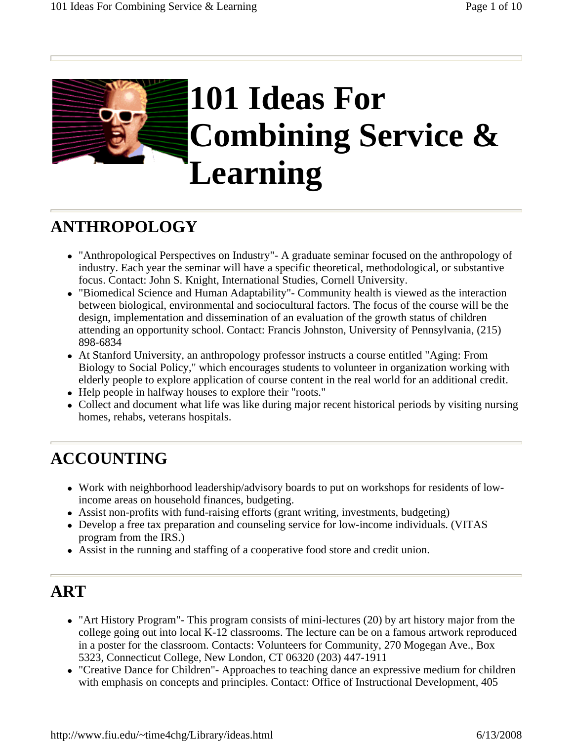# 101 Ideas For Combining Service & Learning

## ANTHROPOLOGY

- "Anthropological Perspectives on Industry"- A graduate seminar focused on the anthropology of industry. Each year the seminar will have a specific theoretical, methodological, or substantive focus. Contact: John S. Knight, International Studies, Cornell University.
- "Biomedical Science and Human Adaptability"- Community health is viewed as the interaction between biological, environmental and sociocultural factors. The focus of the course will be the design, implementation and dissemination of an evaluation of the growth status of children attending an opportunity school. Contact: Francis Johnston, University of Pennsylvania, (215) 898-6834
- At Stanford University, an anthropology professor instructs a course entitled "Aging: From Biology to Social Policy," which encourages students to volunteer in organization working with elderly people to explore application of course content in the real world for an additional credit.
- Help people in halfway houses to explore their "roots."
- Collect and document what life was like during major recent historical periods by visiting nursing homes, rehabs, veterans hospitals.

## ACCOUNTING

- Work with neighborhood leadership/advisory boards to put on workshops for residents of low-income areas on household finances, budgeting.
- Assist non-profits with fund-raising efforts (grant writing, investments, budgeting)
- Develop a free tax preparation and counseling service for low-income individuals. (VITAS program from the IRS.)
- Assist in the running and staffing of a cooperative food store and credit union.

## ART

- "Art History Program"- This program consists of mini-lectures (20) by art history major from the college going out into local K-12 classrooms. The lecture can be on a famous artwork reproduced in a poster for the classroom. Contacts: Volunteers for Community, 270 Mogegan Ave., Box 5323, Connecticut College, New London, CT 06320 (203) 447-1911
- "Creative Dance for Children"- Approaches to teaching dance an expressive medium for children with emphasis on concepts and principles. Contact: Office of Instructional Development, 405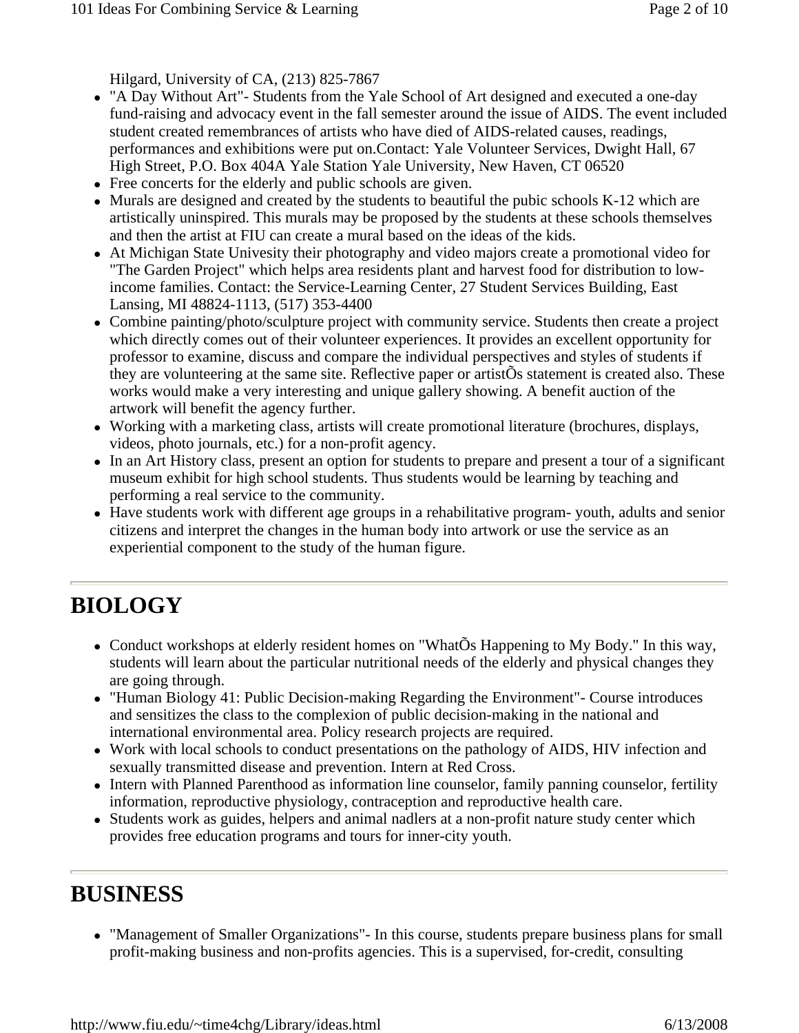Hilgard, University of CA, (213) 825-7867

- "A Day Without Art"- Students from the Yale School of Art designed and executed a one-day fund-raising and advocacy event in the fall semester around the issue of AIDS. The event included student created remembrances of artists who have died of AIDS-related causes, readings, performances and exhibitions were put on.Contact: Yale Volunteer Services, Dwight Hall, 67 High Street, P.O. Box 404A Yale Station Yale University, New Haven, CT 06520
- Free concerts for the elderly and public schools are given.
- Murals are designed and created by the students to beautiful the pubic schools K-12 which are artistically uninspired. This murals may be proposed by the students at these schools themselves and then the artist at FIU can create a mural based on the ideas of the kids.
- At Michigan State Univesity their photography and video majors create a promotional video for "The Garden Project" which helps area residents plant and harvest food for distribution to low-income families. Contact: the Service-Learning Center, 27 Student Services Building, East Lansing, MI 48824-1113, (517) 353-4400
- Combine painting/photo/sculpture project with community service. Students then create a project which directly comes out of their volunteer experiences. It provides an excellent opportunity for professor to examine, discuss and compare the individual perspectives and styles of students if they are volunteering at the same site. Reflective paper or artistÕs statement is created also. These works would make a very interesting and unique gallery showing. A benefit auction of the artwork will benefit the agency further.
- Working with a marketing class, artists will create promotional literature (brochures, displays, videos, photo journals, etc.) for a non-profit agency.
- In an Art History class, present an option for students to prepare and present a tour of a significant museum exhibit for high school students. Thus students would be learning by teaching and performing a real service to the community.
- Have students work with different age groups in a rehabilitative program- youth, adults and senior citizens and interpret the changes in the human body into artwork or use the service as an experiential component to the study of the human figure.

---

# BIOLOGY

- Conduct workshops at elderly resident homes on "WhatÕs Happening to My Body." In this way, students will learn about the particular nutritional needs of the elderly and physical changes they are going through.
- "Human Biology 41: Public Decision-making Regarding the Environment"- Course introduces and sensitizes the class to the complexion of public decision-making in the national and international environmental area. Policy research projects are required.
- Work with local schools to conduct presentations on the pathology of AIDS, HIV infection and sexually transmitted disease and prevention. Intern at Red Cross.
- Intern with Planned Parenthood as information line counselor, family panning counselor, fertility information, reproductive physiology, contraception and reproductive health care.
- Students work as guides, helpers and animal nadlers at a non-profit nature study center which provides free education programs and tours for inner-city youth.

---

# BUSINESS

- "Management of Smaller Organizations"- In this course, students prepare business plans for small profit-making business and non-profits agencies. This is a supervised, for-credit, consulting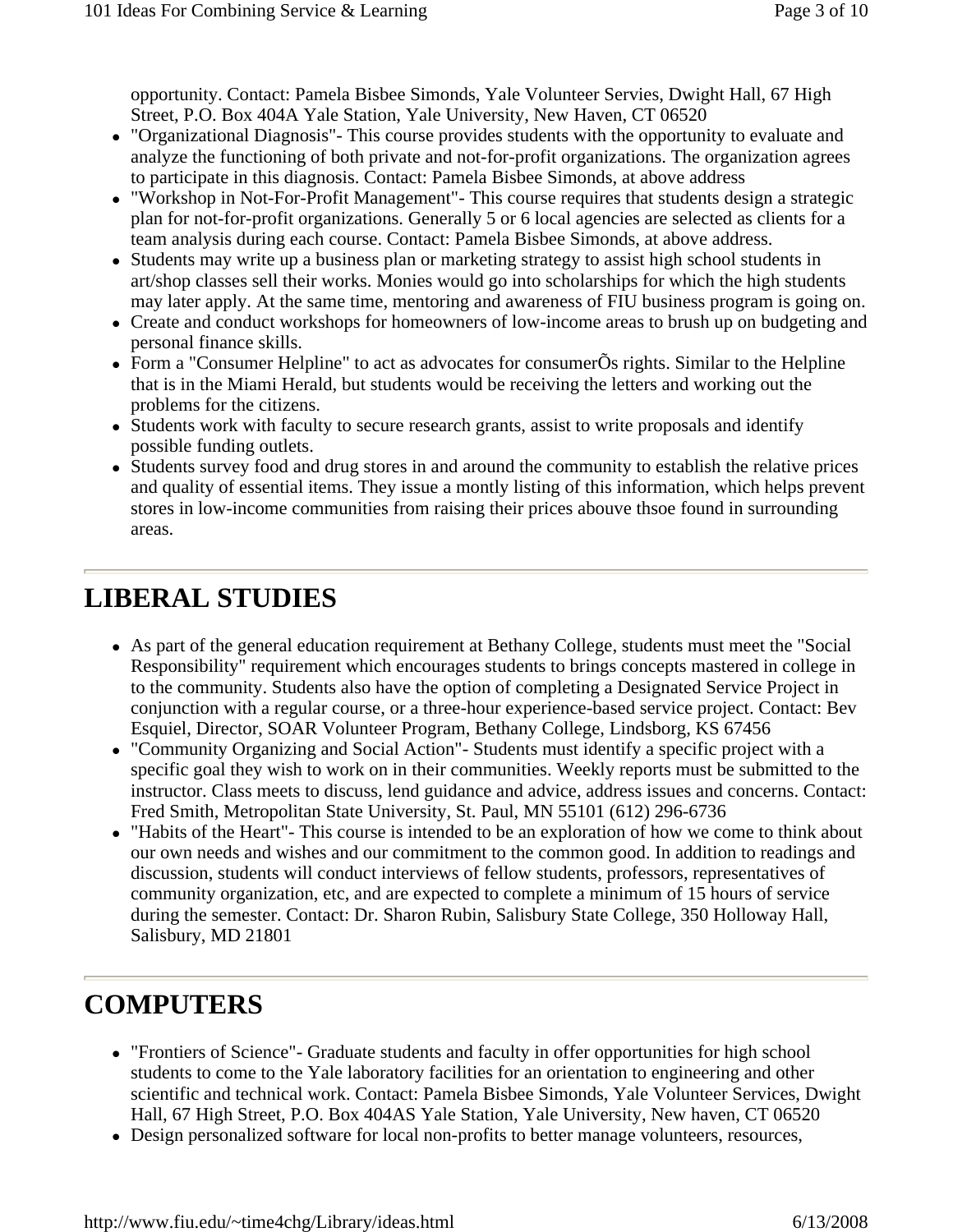opportunity. Contact: Pamela Bisbee Simonds, Yale Volunteer Servies, Dwight Hall, 67 High Street, P.O. Box 404A Yale Station, Yale University, New Haven, CT 06520

- "Organizational Diagnosis"- This course provides students with the opportunity to evaluate and analyze the functioning of both private and not-for-profit organizations. The organization agrees to participate in this diagnosis. Contact: Pamela Bisbee Simonds, at above address
- "Workshop in Not-For-Profit Management"- This course requires that students design a strategic plan for not-for-profit organizations. Generally 5 or 6 local agencies are selected as clients for a team analysis during each course. Contact: Pamela Bisbee Simonds, at above address.
- Students may write up a business plan or marketing strategy to assist high school students in art/shop classes sell their works. Monies would go into scholarships for which the high students may later apply. At the same time, mentoring and awareness of FIU business program is going on.
- Create and conduct workshops for homeowners of low-income areas to brush up on budgeting and personal finance skills.
- Form a "Consumer Helpline" to act as advocates for consumerÕs rights. Similar to the Helpline that is in the Miami Herald, but students would be receiving the letters and working out the problems for the citizens.
- Students work with faculty to secure research grants, assist to write proposals and identify possible funding outlets.
- Students survey food and drug stores in and around the community to establish the relative prices and quality of essential items. They issue a montly listing of this information, which helps prevent stores in low-income communities from raising their prices abouve thsoe found in surrounding areas.

---

# LIBERAL STUDIES

- As part of the general education requirement at Bethany College, students must meet the "Social Responsibility" requirement which encourages students to brings concepts mastered in college in to the community. Students also have the option of completing a Designated Service Project in conjunction with a regular course, or a three-hour experience-based service project. Contact: Bev Esquiel, Director, SOAR Volunteer Program, Bethany College, Lindsborg, KS 67456
- "Community Organizing and Social Action"- Students must identify a specific project with a specific goal they wish to work on in their communities. Weekly reports must be submitted to the instructor. Class meets to discuss, lend guidance and advice, address issues and concerns. Contact: Fred Smith, Metropolitan State University, St. Paul, MN 55101 (612) 296-6736
- "Habits of the Heart"- This course is intended to be an exploration of how we come to think about our own needs and wishes and our commitment to the common good. In addition to readings and discussion, students will conduct interviews of fellow students, professors, representatives of community organization, etc, and are expected to complete a minimum of 15 hours of service during the semester. Contact: Dr. Sharon Rubin, Salisbury State College, 350 Holloway Hall, Salisbury, MD 21801

---

# COMPUTERS

- "Frontiers of Science"- Graduate students and faculty in offer opportunities for high school students to come to the Yale laboratory facilities for an orientation to engineering and other scientific and technical work. Contact: Pamela Bisbee Simonds, Yale Volunteer Services, Dwight Hall, 67 High Street, P.O. Box 404AS Yale Station, Yale University, New haven, CT 06520
- Design personalized software for local non-profits to better manage volunteers, resources,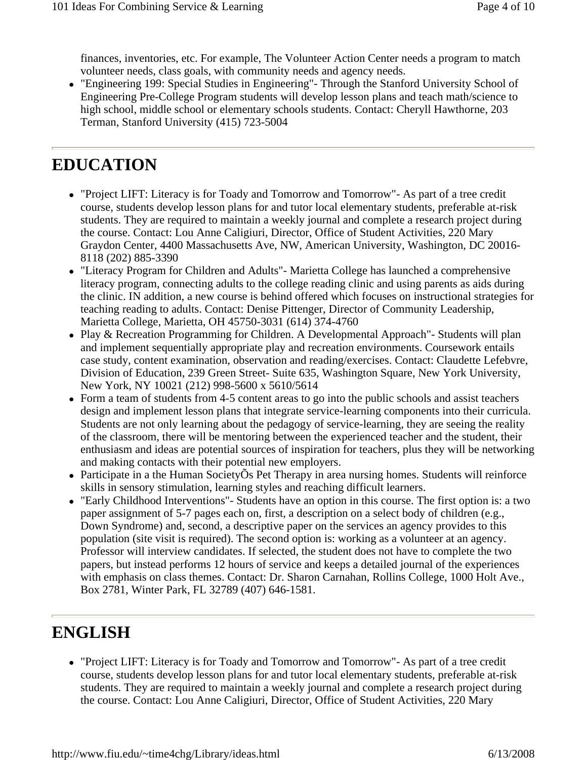finances, inventories, etc. For example, The Volunteer Action Center needs a program to match volunteer needs, class goals, with community needs and agency needs.

- "Engineering 199: Special Studies in Engineering"- Through the Stanford University School of Engineering Pre-College Program students will develop lesson plans and teach math/science to high school, middle school or elementary schools students. Contact: Cheryll Hawthorne, 203 Terman, Stanford University (415) 723-5004

---

# EDUCATION

- "Project LIFT: Literacy is for Toady and Tomorrow and Tomorrow"- As part of a tree credit course, students develop lesson plans for and tutor local elementary students, preferable at-risk students. They are required to maintain a weekly journal and complete a research project during the course. Contact: Lou Anne Caligiuri, Director, Office of Student Activities, 220 Mary Graydon Center, 4400 Massachusetts Ave, NW, American University, Washington, DC 20016-8118 (202) 885-3390
- "Literacy Program for Children and Adults"- Marietta College has launched a comprehensive literacy program, connecting adults to the college reading clinic and using parents as aids during the clinic. IN addition, a new course is behind offered which focuses on instructional strategies for teaching reading to adults. Contact: Denise Pittenger, Director of Community Leadership, Marietta College, Marietta, OH 45750-3031 (614) 374-4760
- Play & Recreation Programming for Children. A Developmental Approach"- Students will plan and implement sequentially appropriate play and recreation environments. Coursework entails case study, content examination, observation and reading/exercises. Contact: Claudette Lefebvre, Division of Education, 239 Green Street- Suite 635, Washington Square, New York University, New York, NY 10021 (212) 998-5600 x 5610/5614
- Form a team of students from 4-5 content areas to go into the public schools and assist teachers design and implement lesson plans that integrate service-learning components into their curricula. Students are not only learning about the pedagogy of service-learning, they are seeing the reality of the classroom, there will be mentoring between the experienced teacher and the student, their enthusiasm and ideas are potential sources of inspiration for teachers, plus they will be networking and making contacts with their potential new employers.
- Participate in a the Human SocietyÕs Pet Therapy in area nursing homes. Students will reinforce skills in sensory stimulation, learning styles and reaching difficult learners.
- "Early Childhood Interventions"- Students have an option in this course. The first option is: a two paper assignment of 5-7 pages each on, first, a description on a select body of children (e.g., Down Syndrome) and, second, a descriptive paper on the services an agency provides to this population (site visit is required). The second option is: working as a volunteer at an agency. Professor will interview candidates. If selected, the student does not have to complete the two papers, but instead performs 12 hours of service and keeps a detailed journal of the experiences with emphasis on class themes. Contact: Dr. Sharon Carnahan, Rollins College, 1000 Holt Ave., Box 2781, Winter Park, FL 32789 (407) 646-1581.

---

# ENGLISH

- "Project LIFT: Literacy is for Toady and Tomorrow and Tomorrow"- As part of a tree credit course, students develop lesson plans for and tutor local elementary students, preferable at-risk students. They are required to maintain a weekly journal and complete a research project during the course. Contact: Lou Anne Caligiuri, Director, Office of Student Activities, 220 Mary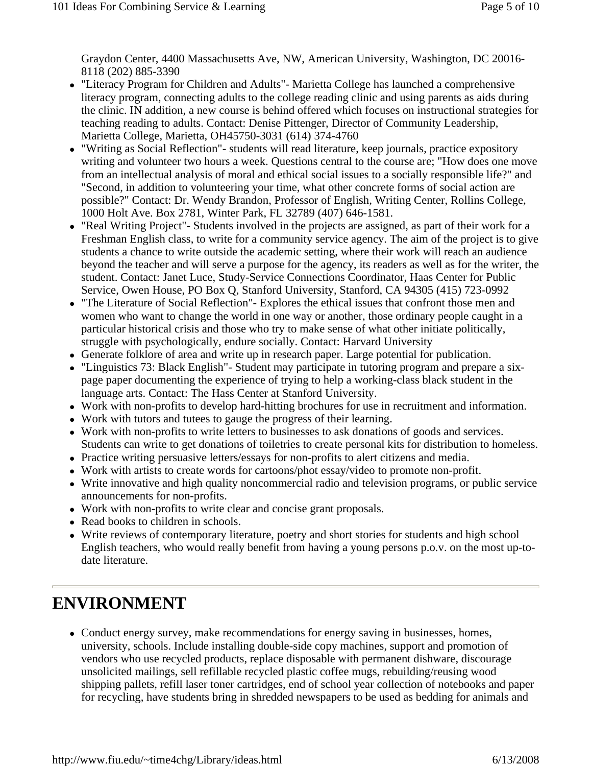Graydon Center, 4400 Massachusetts Ave, NW, American University, Washington, DC 20016-8118 (202) 885-3390

- "Literacy Program for Children and Adults"- Marietta College has launched a comprehensive literacy program, connecting adults to the college reading clinic and using parents as aids during the clinic. IN addition, a new course is behind offered which focuses on instructional strategies for teaching reading to adults. Contact: Denise Pittenger, Director of Community Leadership, Marietta College, Marietta, OH45750-3031 (614) 374-4760
- "Writing as Social Reflection"- students will read literature, keep journals, practice expository writing and volunteer two hours a week. Questions central to the course are; "How does one move from an intellectual analysis of moral and ethical social issues to a socially responsible life?" and "Second, in addition to volunteering your time, what other concrete forms of social action are possible?" Contact: Dr. Wendy Brandon, Professor of English, Writing Center, Rollins College, 1000 Holt Ave. Box 2781, Winter Park, FL 32789 (407) 646-1581.
- "Real Writing Project"- Students involved in the projects are assigned, as part of their work for a Freshman English class, to write for a community service agency. The aim of the project is to give students a chance to write outside the academic setting, where their work will reach an audience beyond the teacher and will serve a purpose for the agency, its readers as well as for the writer, the student. Contact: Janet Luce, Study-Service Connections Coordinator, Haas Center for Public Service, Owen House, PO Box Q, Stanford University, Stanford, CA 94305 (415) 723-0992
- "The Literature of Social Reflection"- Explores the ethical issues that confront those men and women who want to change the world in one way or another, those ordinary people caught in a particular historical crisis and those who try to make sense of what other initiate politically, struggle with psychologically, endure socially. Contact: Harvard University
- Generate folklore of area and write up in research paper. Large potential for publication.
- "Linguistics 73: Black English"- Student may participate in tutoring program and prepare a six-page paper documenting the experience of trying to help a working-class black student in the language arts. Contact: The Hass Center at Stanford University.
- Work with non-profits to develop hard-hitting brochures for use in recruitment and information.
- Work with tutors and tutees to gauge the progress of their learning.
- Work with non-profits to write letters to businesses to ask donations of goods and services. Students can write to get donations of toiletries to create personal kits for distribution to homeless.
- Practice writing persuasive letters/essays for non-profits to alert citizens and media.
- Work with artists to create words for cartoons/phot essay/video to promote non-profit.
- Write innovative and high quality noncommercial radio and television programs, or public service announcements for non-profits.
- Work with non-profits to write clear and concise grant proposals.
- Read books to children in schools.
- Write reviews of contemporary literature, poetry and short stories for students and high school English teachers, who would really benefit from having a young persons p.o.v. on the most up-to-date literature.

## ENVIRONMENT

- Conduct energy survey, make recommendations for energy saving in businesses, homes, university, schools. Include installing double-side copy machines, support and promotion of vendors who use recycled products, replace disposable with permanent dishware, discourage unsolicited mailings, sell refillable recycled plastic coffee mugs, rebuilding/reusing wood shipping pallets, refill laser toner cartridges, end of school year collection of notebooks and paper for recycling, have students bring in shredded newspapers to be used as bedding for animals and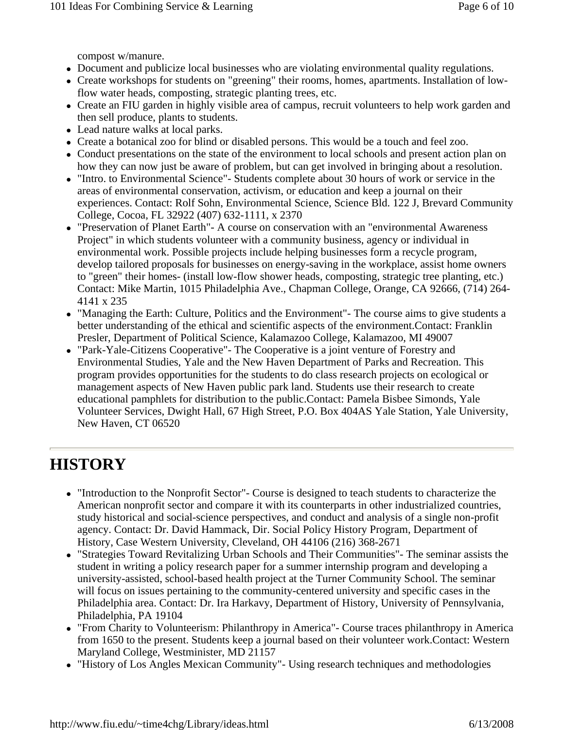compost w/manure.

- Document and publicize local businesses who are violating environmental quality regulations.
- Create workshops for students on "greening" their rooms, homes, apartments. Installation of low-flow water heads, composting, strategic planting trees, etc.
- Create an FIU garden in highly visible area of campus, recruit volunteers to help work garden and then sell produce, plants to students.
- Lead nature walks at local parks.
- Create a botanical zoo for blind or disabled persons. This would be a touch and feel zoo.
- Conduct presentations on the state of the environment to local schools and present action plan on how they can now just be aware of problem, but can get involved in bringing about a resolution.
- "Intro. to Environmental Science"- Students complete about 30 hours of work or service in the areas of environmental conservation, activism, or education and keep a journal on their experiences. Contact: Rolf Sohn, Environmental Science, Science Bld. 122 J, Brevard Community College, Cocoa, FL 32922 (407) 632-1111, x 2370
- "Preservation of Planet Earth"- A course on conservation with an "environmental Awareness Project" in which students volunteer with a community business, agency or individual in environmental work. Possible projects include helping businesses form a recycle program, develop tailored proposals for businesses on energy-saving in the workplace, assist home owners to "green" their homes- (install low-flow shower heads, composting, strategic tree planting, etc.) Contact: Mike Martin, 1015 Philadelphia Ave., Chapman College, Orange, CA 92666, (714) 264-4141 x 235
- "Managing the Earth: Culture, Politics and the Environment"- The course aims to give students a better understanding of the ethical and scientific aspects of the environment.Contact: Franklin Presler, Department of Political Science, Kalamazoo College, Kalamazoo, MI 49007
- "Park-Yale-Citizens Cooperative"- The Cooperative is a joint venture of Forestry and Environmental Studies, Yale and the New Haven Department of Parks and Recreation. This program provides opportunities for the students to do class research projects on ecological or management aspects of New Haven public park land. Students use their research to create educational pamphlets for distribution to the public.Contact: Pamela Bisbee Simonds, Yale Volunteer Services, Dwight Hall, 67 High Street, P.O. Box 404AS Yale Station, Yale University, New Haven, CT 06520

---

# HISTORY

- "Introduction to the Nonprofit Sector"- Course is designed to teach students to characterize the American nonprofit sector and compare it with its counterparts in other industrialized countries, study historical and social-science perspectives, and conduct and analysis of a single non-profit agency. Contact: Dr. David Hammack, Dir. Social Policy History Program, Department of History, Case Western University, Cleveland, OH 44106 (216) 368-2671
- "Strategies Toward Revitalizing Urban Schools and Their Communities"- The seminar assists the student in writing a policy research paper for a summer internship program and developing a university-assisted, school-based health project at the Turner Community School. The seminar will focus on issues pertaining to the community-centered university and specific cases in the Philadelphia area. Contact: Dr. Ira Harkavy, Department of History, University of Pennsylvania, Philadelphia, PA 19104
- "From Charity to Volunteerism: Philanthropy in America"- Course traces philanthropy in America from 1650 to the present. Students keep a journal based on their volunteer work.Contact: Western Maryland College, Westminister, MD 21157
- "History of Los Angles Mexican Community"- Using research techniques and methodologies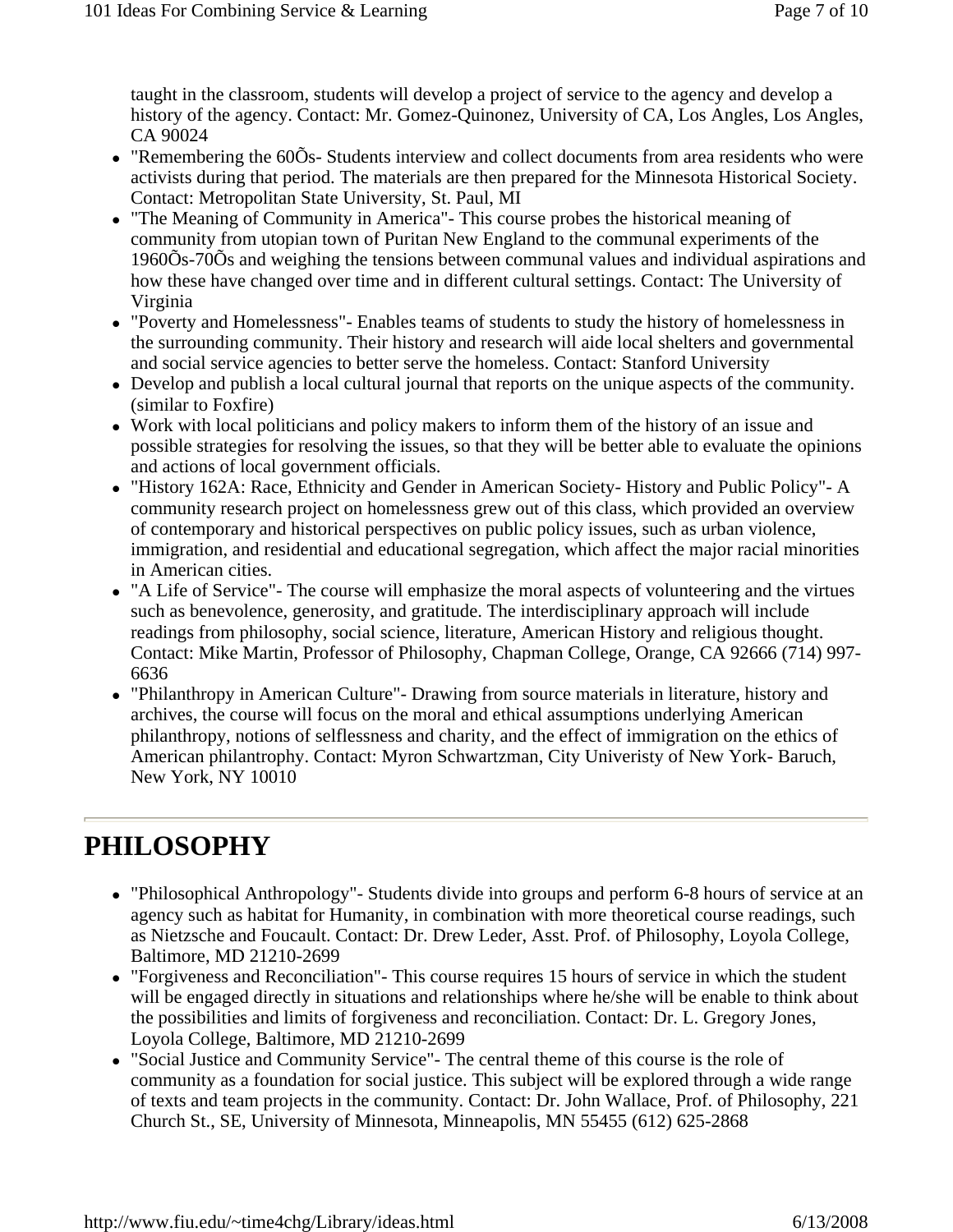taught in the classroom, students will develop a project of service to the agency and develop a history of the agency. Contact: Mr. Gomez-Quinonez, University of CA, Los Angles, Los Angles, CA 90024

- "Remembering the 60Õs- Students interview and collect documents from area residents who were activists during that period. The materials are then prepared for the Minnesota Historical Society. Contact: Metropolitan State University, St. Paul, MI
- "The Meaning of Community in America"- This course probes the historical meaning of community from utopian town of Puritan New England to the communal experiments of the 1960Õs-70Õs and weighing the tensions between communal values and individual aspirations and how these have changed over time and in different cultural settings. Contact: The University of Virginia
- "Poverty and Homelessness"- Enables teams of students to study the history of homelessness in the surrounding community. Their history and research will aide local shelters and governmental and social service agencies to better serve the homeless. Contact: Stanford University
- Develop and publish a local cultural journal that reports on the unique aspects of the community. (similar to Foxfire)
- Work with local politicians and policy makers to inform them of the history of an issue and possible strategies for resolving the issues, so that they will be better able to evaluate the opinions and actions of local government officials.
- "History 162A: Race, Ethnicity and Gender in American Society- History and Public Policy"- A community research project on homelessness grew out of this class, which provided an overview of contemporary and historical perspectives on public policy issues, such as urban violence, immigration, and residential and educational segregation, which affect the major racial minorities in American cities.
- "A Life of Service"- The course will emphasize the moral aspects of volunteering and the virtues such as benevolence, generosity, and gratitude. The interdisciplinary approach will include readings from philosophy, social science, literature, American History and religious thought. Contact: Mike Martin, Professor of Philosophy, Chapman College, Orange, CA 92666 (714) 997-6636
- "Philanthropy in American Culture"- Drawing from source materials in literature, history and archives, the course will focus on the moral and ethical assumptions underlying American philanthropy, notions of selflessness and charity, and the effect of immigration on the ethics of American philantrophy. Contact: Myron Schwartzman, City Univeristy of New York- Baruch, New York, NY 10010

---

# PHILOSOPHY

- "Philosophical Anthropology"- Students divide into groups and perform 6-8 hours of service at an agency such as habitat for Humanity, in combination with more theoretical course readings, such as Nietzsche and Foucault. Contact: Dr. Drew Leder, Asst. Prof. of Philosophy, Loyola College, Baltimore, MD 21210-2699
- "Forgiveness and Reconciliation"- This course requires 15 hours of service in which the student will be engaged directly in situations and relationships where he/she will be enable to think about the possibilities and limits of forgiveness and reconciliation. Contact: Dr. L. Gregory Jones, Loyola College, Baltimore, MD 21210-2699
- "Social Justice and Community Service"- The central theme of this course is the role of community as a foundation for social justice. This subject will be explored through a wide range of texts and team projects in the community. Contact: Dr. John Wallace, Prof. of Philosophy, 221 Church St., SE, University of Minnesota, Minneapolis, MN 55455 (612) 625-2868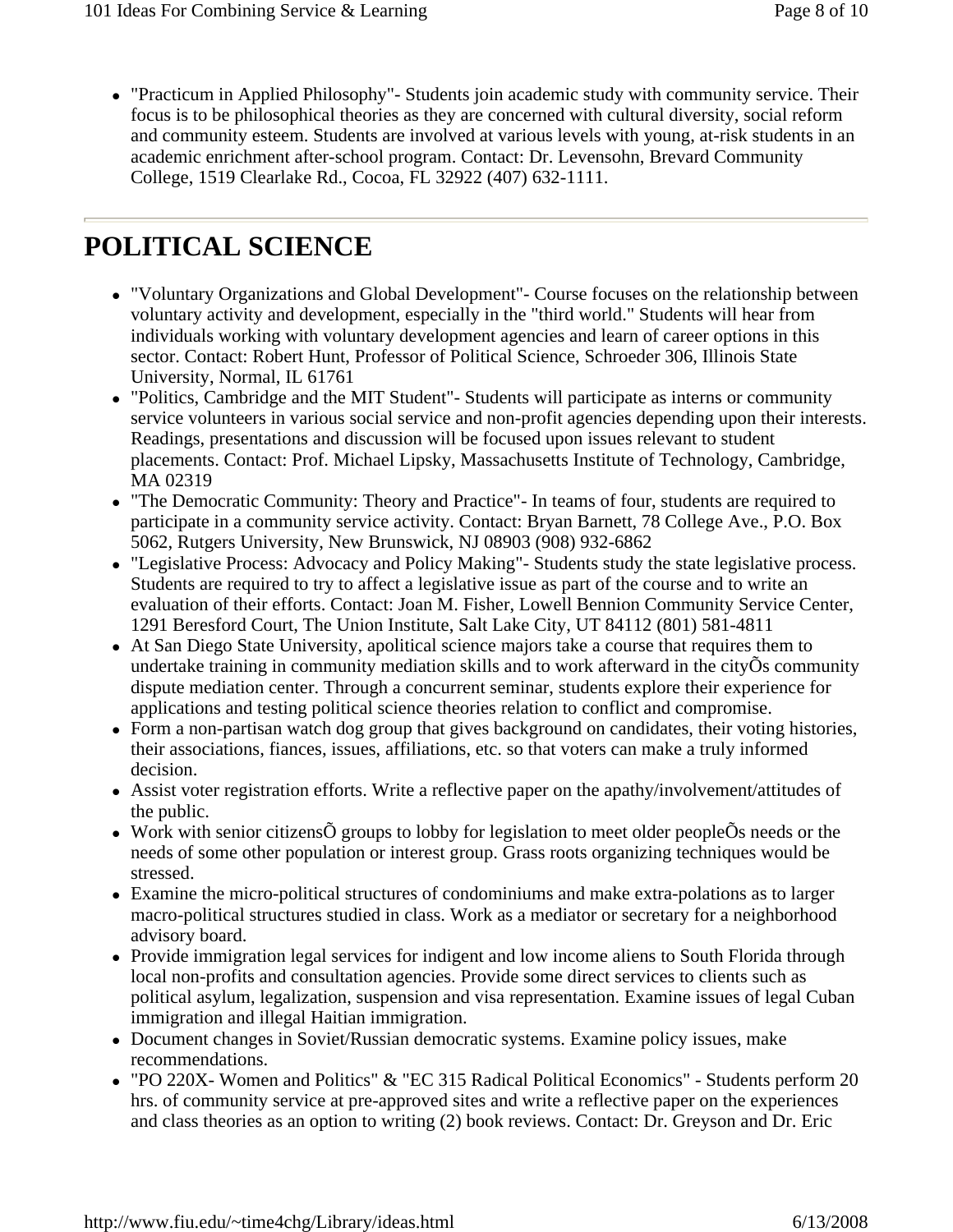- "Practicum in Applied Philosophy"- Students join academic study with community service. Their focus is to be philosophical theories as they are concerned with cultural diversity, social reform and community esteem. Students are involved at various levels with young, at-risk students in an academic enrichment after-school program. Contact: Dr. Levensohn, Brevard Community College, 1519 Clearlake Rd., Cocoa, FL 32922 (407) 632-1111.

---

# POLITICAL SCIENCE

- "Voluntary Organizations and Global Development"- Course focuses on the relationship between voluntary activity and development, especially in the "third world." Students will hear from individuals working with voluntary development agencies and learn of career options in this sector. Contact: Robert Hunt, Professor of Political Science, Schroeder 306, Illinois State University, Normal, IL 61761
- "Politics, Cambridge and the MIT Student"- Students will participate as interns or community service volunteers in various social service and non-profit agencies depending upon their interests. Readings, presentations and discussion will be focused upon issues relevant to student placements. Contact: Prof. Michael Lipsky, Massachusetts Institute of Technology, Cambridge, MA 02319
- "The Democratic Community: Theory and Practice"- In teams of four, students are required to participate in a community service activity. Contact: Bryan Barnett, 78 College Ave., P.O. Box 5062, Rutgers University, New Brunswick, NJ 08903 (908) 932-6862
- "Legislative Process: Advocacy and Policy Making"- Students study the state legislative process. Students are required to try to affect a legislative issue as part of the course and to write an evaluation of their efforts. Contact: Joan M. Fisher, Lowell Bennion Community Service Center, 1291 Beresford Court, The Union Institute, Salt Lake City, UT 84112 (801) 581-4811
- At San Diego State University, apolitical science majors take a course that requires them to undertake training in community mediation skills and to work afterward in the cityÕs community dispute mediation center. Through a concurrent seminar, students explore their experience for applications and testing political science theories relation to conflict and compromise.
- Form a non-partisan watch dog group that gives background on candidates, their voting histories, their associations, fiances, issues, affiliations, etc. so that voters can make a truly informed decision.
- Assist voter registration efforts. Write a reflective paper on the apathy/involvement/attitudes of the public.
- Work with senior citizensÕ groups to lobby for legislation to meet older peopleÕs needs or the needs of some other population or interest group. Grass roots organizing techniques would be stressed.
- Examine the micro-political structures of condominiums and make extra-polations as to larger macro-political structures studied in class. Work as a mediator or secretary for a neighborhood advisory board.
- Provide immigration legal services for indigent and low income aliens to South Florida through local non-profits and consultation agencies. Provide some direct services to clients such as political asylum, legalization, suspension and visa representation. Examine issues of legal Cuban immigration and illegal Haitian immigration.
- Document changes in Soviet/Russian democratic systems. Examine policy issues, make recommendations.
- "PO 220X- Women and Politics" & "EC 315 Radical Political Economics" - Students perform 20 hrs. of community service at pre-approved sites and write a reflective paper on the experiences and class theories as an option to writing (2) book reviews. Contact: Dr. Greyson and Dr. Eric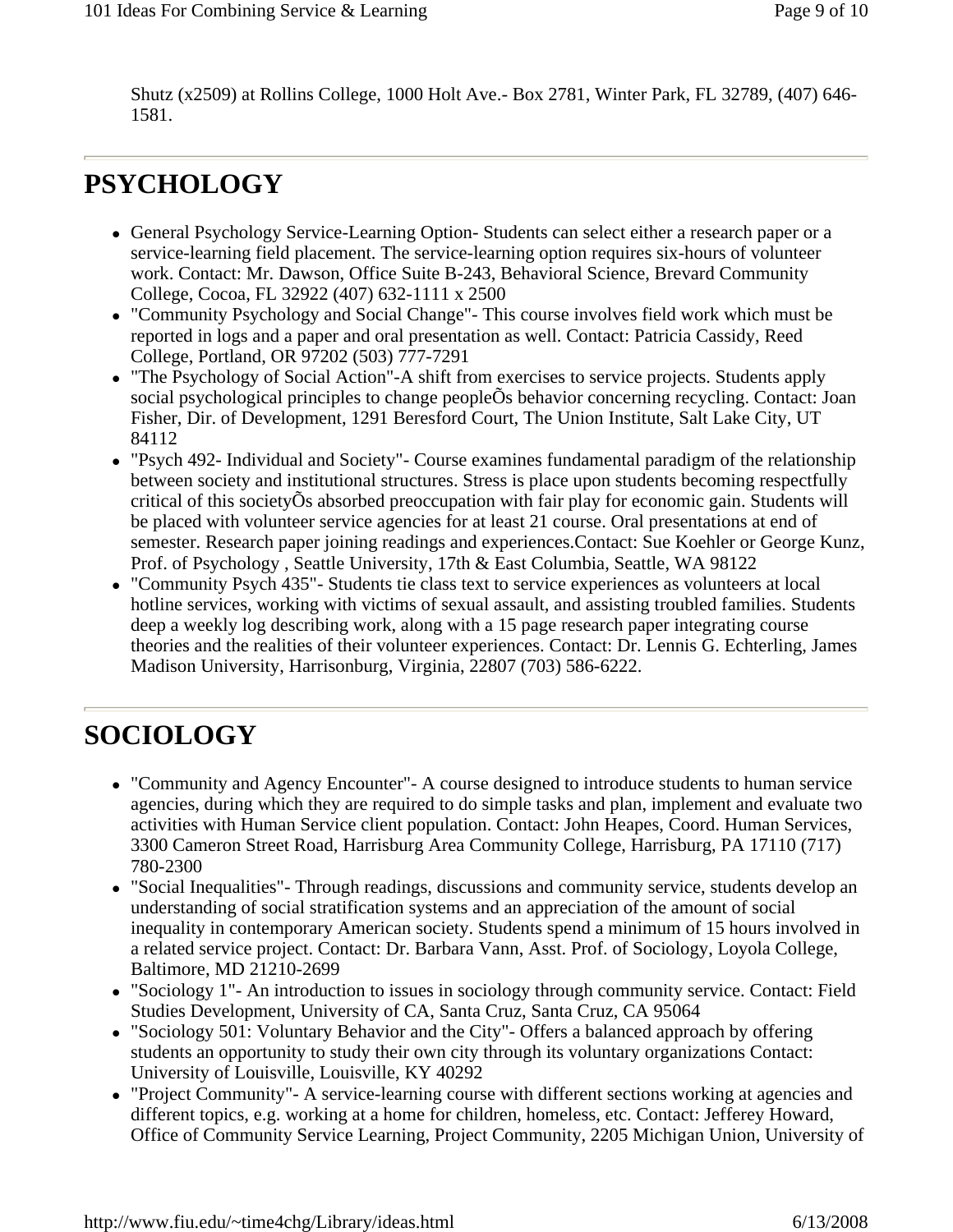Shutz (x2509) at Rollins College, 1000 Holt Ave.- Box 2781, Winter Park, FL 32789, (407) 646-1581.

---

# PSYCHOLOGY

- General Psychology Service-Learning Option- Students can select either a research paper or a service-learning field placement. The service-learning option requires six-hours of volunteer work. Contact: Mr. Dawson, Office Suite B-243, Behavioral Science, Brevard Community College, Cocoa, FL 32922 (407) 632-1111 x 2500
- "Community Psychology and Social Change"- This course involves field work which must be reported in logs and a paper and oral presentation as well. Contact: Patricia Cassidy, Reed College, Portland, OR 97202 (503) 777-7291
- "The Psychology of Social Action"-A shift from exercises to service projects. Students apply social psychological principles to change peopleÕs behavior concerning recycling. Contact: Joan Fisher, Dir. of Development, 1291 Beresford Court, The Union Institute, Salt Lake City, UT 84112
- "Psych 492- Individual and Society"- Course examines fundamental paradigm of the relationship between society and institutional structures. Stress is place upon students becoming respectfully critical of this societyÕs absorbed preoccupation with fair play for economic gain. Students will be placed with volunteer service agencies for at least 21 course. Oral presentations at end of semester. Research paper joining readings and experiences.Contact: Sue Koehler or George Kunz, Prof. of Psychology , Seattle University, 17th & East Columbia, Seattle, WA 98122
- "Community Psych 435"- Students tie class text to service experiences as volunteers at local hotline services, working with victims of sexual assault, and assisting troubled families. Students deep a weekly log describing work, along with a 15 page research paper integrating course theories and the realities of their volunteer experiences. Contact: Dr. Lennis G. Echterling, James Madison University, Harrisonburg, Virginia, 22807 (703) 586-6222.

---

# SOCIOLOGY

- "Community and Agency Encounter"- A course designed to introduce students to human service agencies, during which they are required to do simple tasks and plan, implement and evaluate two activities with Human Service client population. Contact: John Heapes, Coord. Human Services, 3300 Cameron Street Road, Harrisburg Area Community College, Harrisburg, PA 17110 (717) 780-2300
- "Social Inequalities"- Through readings, discussions and community service, students develop an understanding of social stratification systems and an appreciation of the amount of social inequality in contemporary American society. Students spend a minimum of 15 hours involved in a related service project. Contact: Dr. Barbara Vann, Asst. Prof. of Sociology, Loyola College, Baltimore, MD 21210-2699
- "Sociology 1"- An introduction to issues in sociology through community service. Contact: Field Studies Development, University of CA, Santa Cruz, Santa Cruz, CA 95064
- "Sociology 501: Voluntary Behavior and the City"- Offers a balanced approach by offering students an opportunity to study their own city through its voluntary organizations Contact: University of Louisville, Louisville, KY 40292
- "Project Community"- A service-learning course with different sections working at agencies and different topics, e.g. working at a home for children, homeless, etc. Contact: Jefferey Howard, Office of Community Service Learning, Project Community, 2205 Michigan Union, University of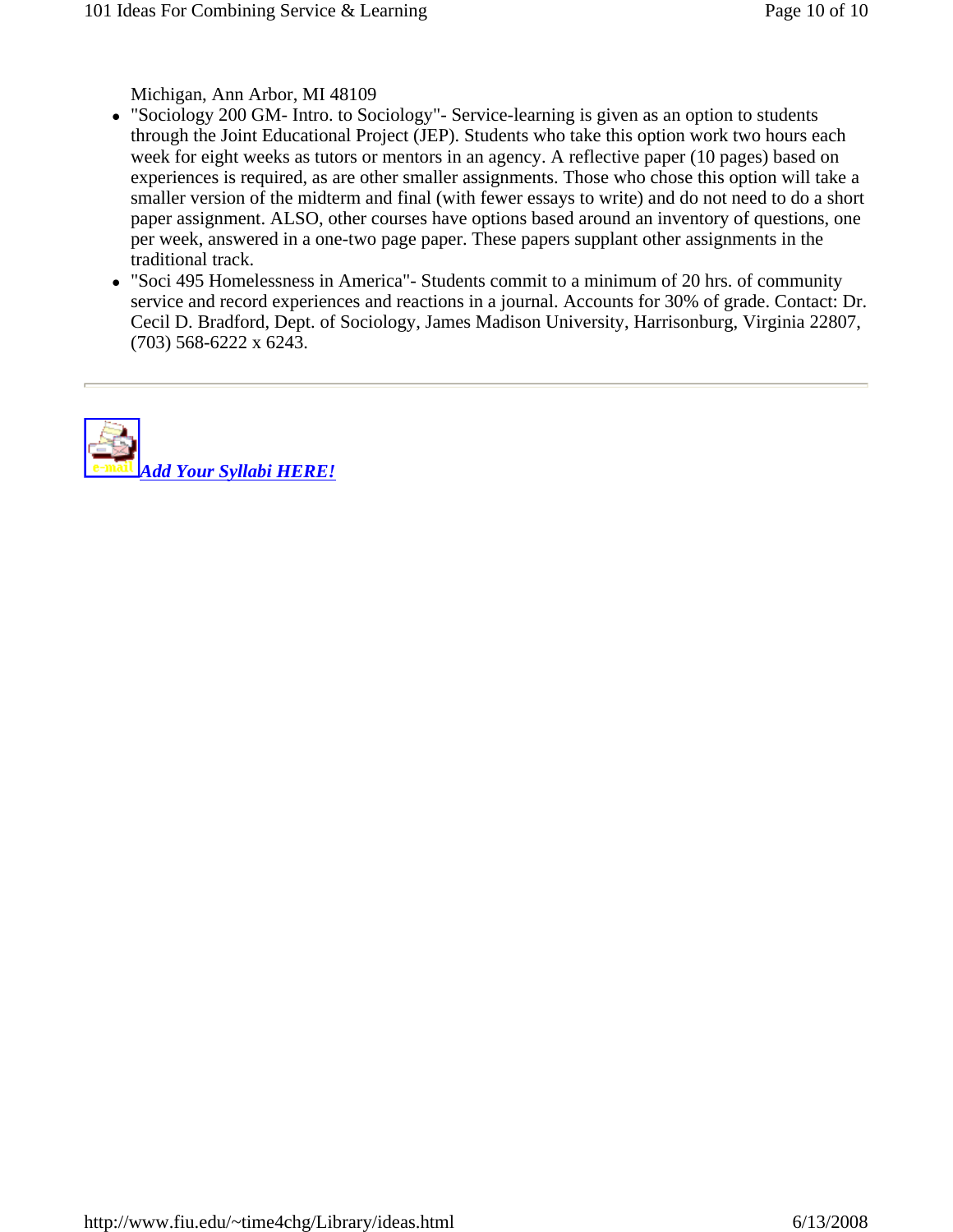Michigan, Ann Arbor, MI 48109

- "Sociology 200 GM- Intro. to Sociology"- Service-learning is given as an option to students through the Joint Educational Project (JEP). Students who take this option work two hours each week for eight weeks as tutors or mentors in an agency. A reflective paper (10 pages) based on experiences is required, as are other smaller assignments. Those who chose this option will take a smaller version of the midterm and final (with fewer essays to write) and do not need to do a short paper assignment. ALSO, other courses have options based around an inventory of questions, one per week, answered in a one-two page paper. These papers supplant other assignments in the traditional track.
- "Soci 495 Homelessness in America"- Students commit to a minimum of 20 hrs. of community service and record experiences and reactions in a journal. Accounts for 30% of grade. Contact: Dr. Cecil D. Bradford, Dept. of Sociology, James Madison University, Harrisonburg, Virginia 22807, (703) 568-6222 x 6243.

---

***Add Your Syllabi HERE!***